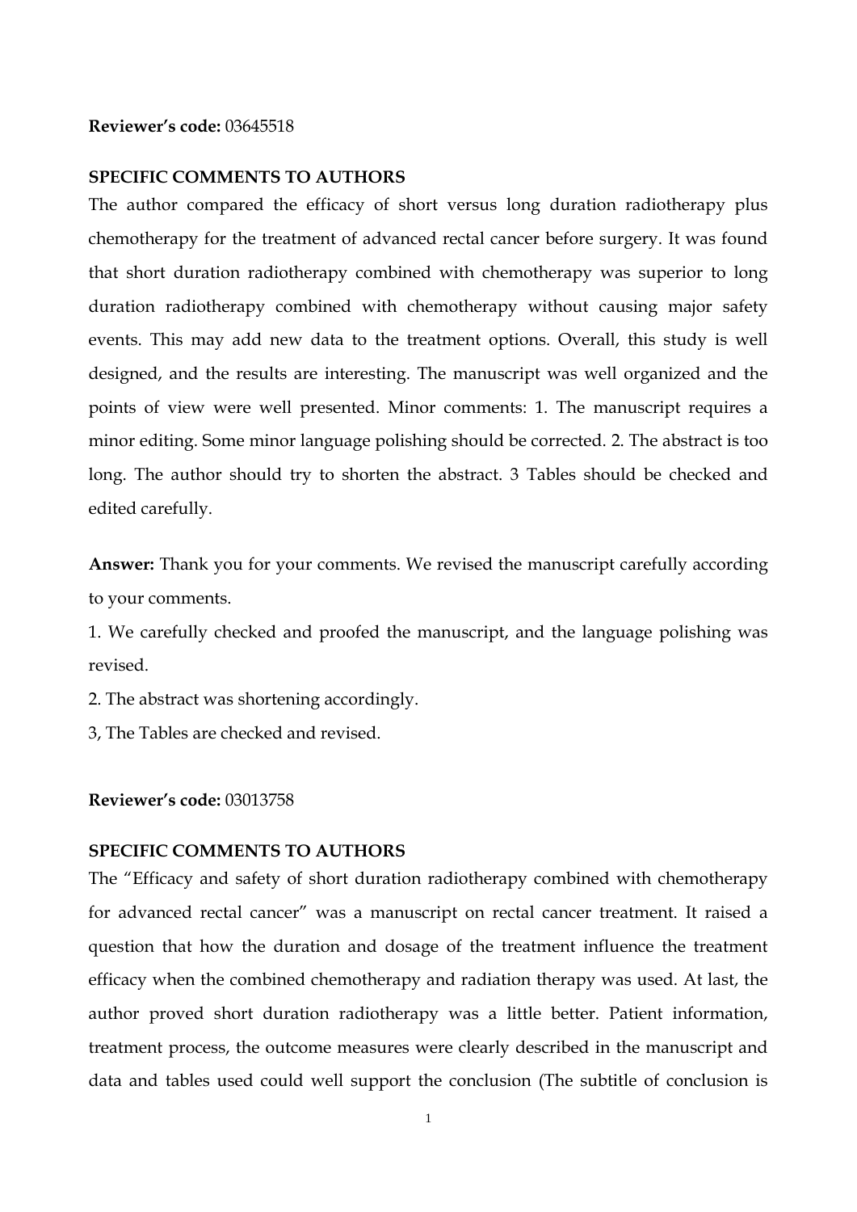**Reviewer's code:** 03645518

**SPECIFIC COMMENTS TO AUTHORS**

The author compared the efficacy of short versus long duration radiotherapy plus chemotherapy for the treatment of advanced rectal cancer before surgery. It was found that short duration radiotherapy combined with chemotherapy was superior to long duration radiotherapy combined with chemotherapy without causing major safety events. This may add new data to the treatment options. Overall, this study is well designed, and the results are interesting. The manuscript was well organized and the points of view were well presented. Minor comments: 1. The manuscript requires a minor editing. Some minor language polishing should be corrected. 2. The abstract is too long. The author should try to shorten the abstract. 3 Tables should be checked and edited carefully.

**Answer:** Thank you for your comments. We revised the manuscript carefully according to your comments.

1. We carefully checked and proofed the manuscript, and the language polishing was revised.

2. The abstract was shortening accordingly.

3, The Tables are checked and revised.

**Reviewer's code:** 03013758

**SPECIFIC COMMENTS TO AUTHORS**

The "Efficacy and safety of short duration radiotherapy combined with chemotherapy for advanced rectal cancer" was a manuscript on rectal cancer treatment. It raised a question that how the duration and dosage of the treatment influence the treatment efficacy when the combined chemotherapy and radiation therapy was used. At last, the author proved short duration radiotherapy was a little better. Patient information, treatment process, the outcome measures were clearly described in the manuscript and data and tables used could well support the conclusion (The subtitle of conclusion is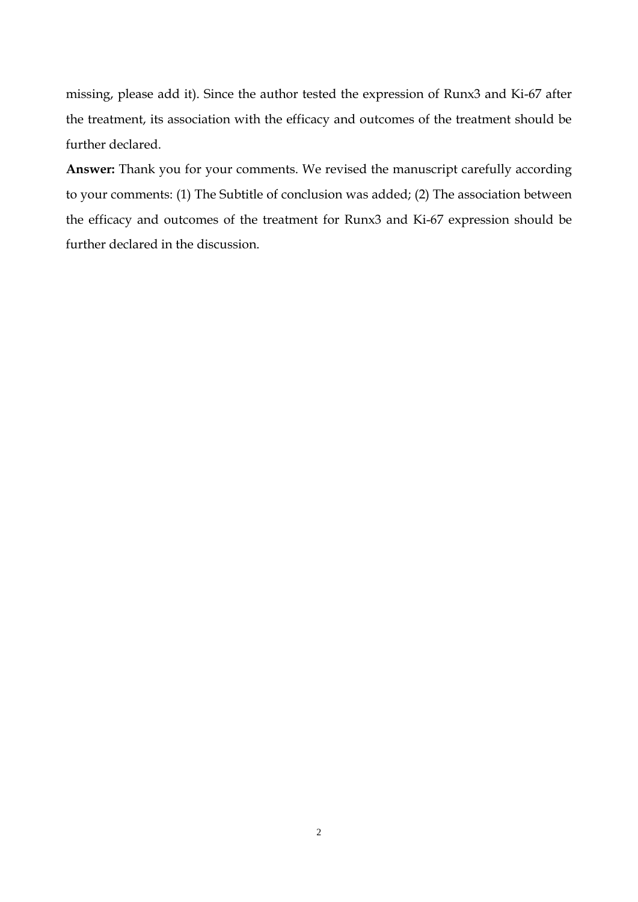missing, please add it). Since the author tested the expression of Runx3 and Ki-67 after the treatment, its association with the efficacy and outcomes of the treatment should be further declared.

**Answer:** Thank you for your comments. We revised the manuscript carefully according to your comments: (1) The Subtitle of conclusion was added; (2) The association between the efficacy and outcomes of the treatment for Runx3 and Ki-67 expression should be further declared in the discussion.